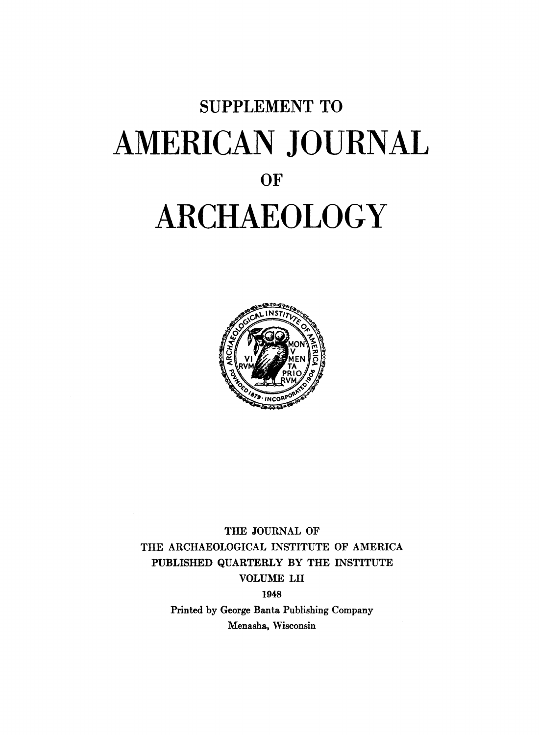SUPPLEMENT TO

# AMERICAN JOURNAL

OF

# ARCHAEOLOGY

THE JOURNAL OF
THE ARCHAEOLOGICAL INSTITUTE OF AMERICA
PUBLISHED QUARTERLY BY THE INSTITUTE
VOLUME LII
1948

Printed by George Banta Publishing Company
Menasha, Wisconsin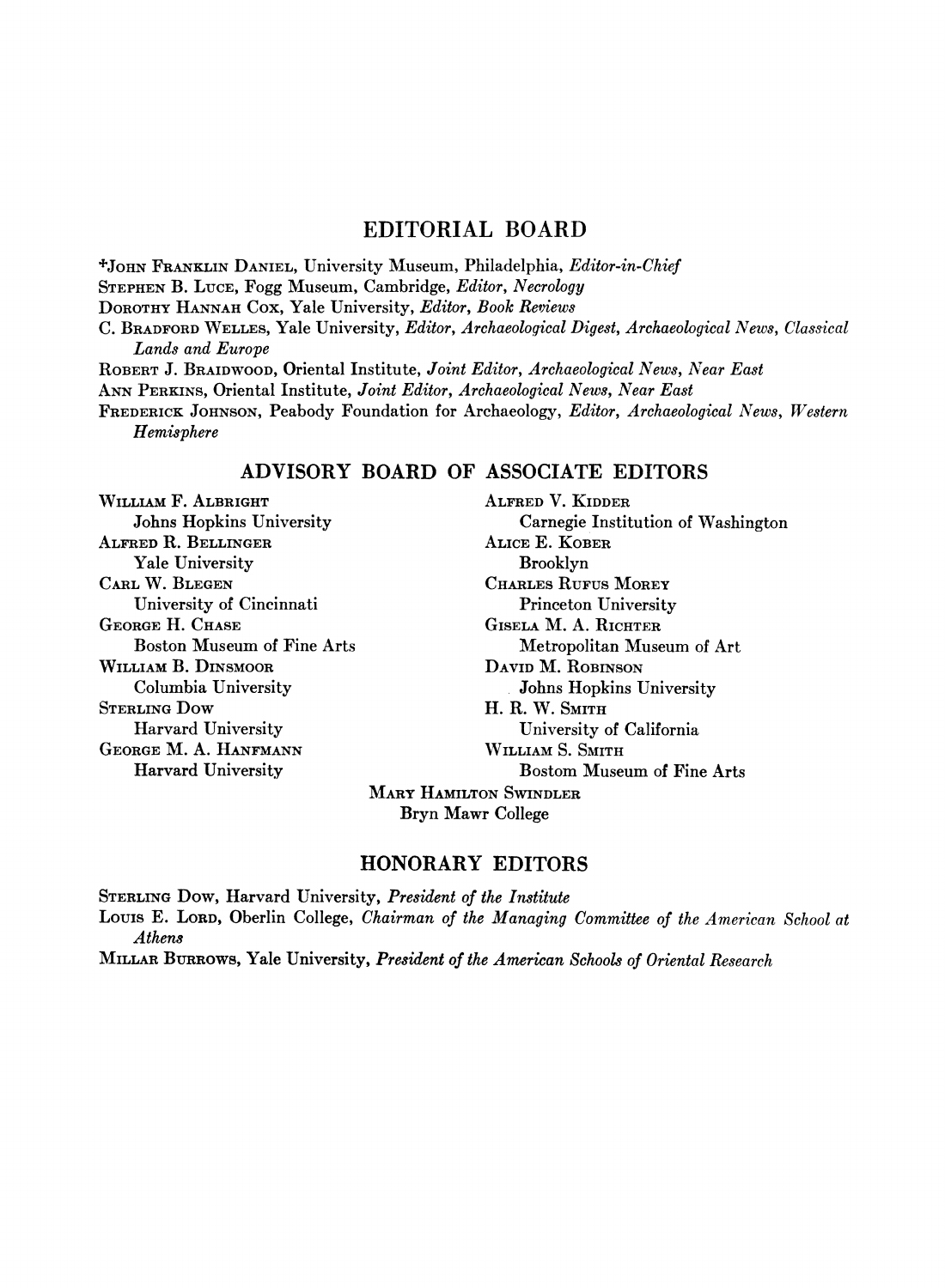## EDITORIAL BOARD

+John Franklin Daniel, University Museum, Philadelphia, *Editor-in-Chief*
Stephen B. Luce, Fogg Museum, Cambridge, *Editor, Necrology*
Dorothy Hannah Cox, Yale University, *Editor, Book Reviews*
C. Bradford Welles, Yale University, *Editor, Archaeological Digest, Archaeological News, Classical Lands and Europe*
Robert J. Braidwood, Oriental Institute, *Joint Editor, Archaeological News, Near East*
Ann Perkins, Oriental Institute, *Joint Editor, Archaeological News, Near East*
Frederick Johnson, Peabody Foundation for Archaeology, *Editor, Archaeological News, Western Hemisphere*

## ADVISORY BOARD OF ASSOCIATE EDITORS

William F. Albright
Johns Hopkins University
Alfred R. Bellinger
Yale University
Carl W. Blegen
University of Cincinnati
George H. Chase
Boston Museum of Fine Arts
William B. Dinsmoor
Columbia University
Sterling Dow
Harvard University
George M. A. Hanfmann
Harvard University
Alfred V. Kidder
Carnegie Institution of Washington
Alice E. Kober
Brooklyn
Charles Rufus Morey
Princeton University
Gisela M. A. Richter
Metropolitan Museum of Art
David M. Robinson
Johns Hopkins University
H. R. W. Smith
University of California
William S. Smith
Bostom Museum of Fine Arts
Mary Hamilton Swindler
Bryn Mawr College

## HONORARY EDITORS

Sterling Dow, Harvard University, *President of the Institute*
Louis E. Lord, Oberlin College, *Chairman of the Managing Committee of the American School at Athens*
Millar Burrows, Yale University, *President of the American Schools of Oriental Research*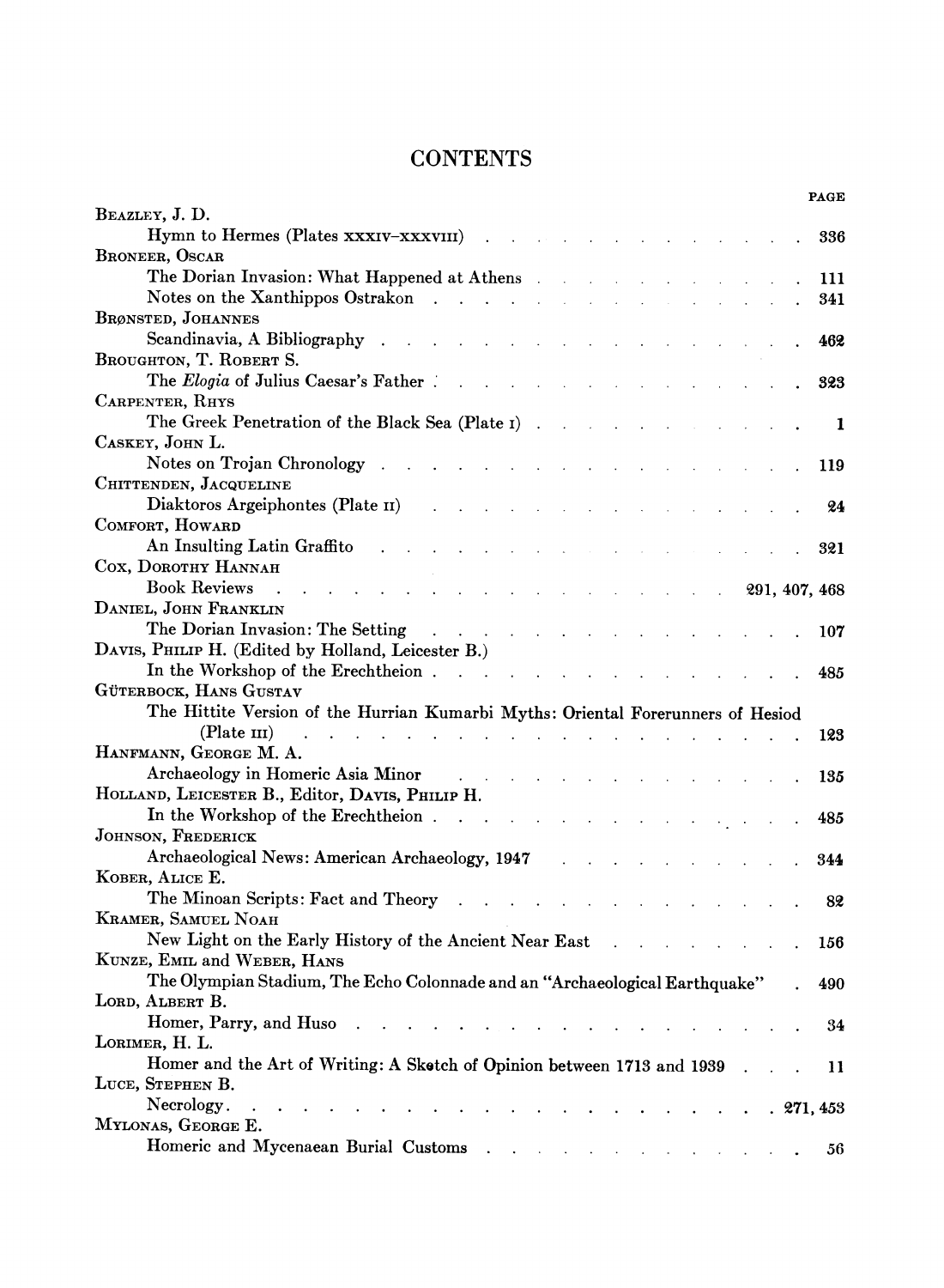# CONTENTS

PAGE

BEAZLEY, J. D.
- Hymn to Hermes (Plates XXXIV–XXXVIII) . . . 336

BRONEER, OSCAR
- The Dorian Invasion: What Happened at Athens . . . 111
- Notes on the Xanthippos Ostrakon . . . 341

BRØNSTED, JOHANNES
- Scandinavia, A Bibliography . . . 462

BROUGHTON, T. ROBERT S.
- The *Elogia* of Julius Caesar's Father . . . 323

CARPENTER, RHYS
- The Greek Penetration of the Black Sea (Plate I) . . . 1

CASKEY, JOHN L.
- Notes on Trojan Chronology . . . 119

CHITTENDEN, JACQUELINE
- Diaktoros Argeiphontes (Plate II) . . . 24

COMFORT, HOWARD
- An Insulting Latin Graffito . . . 321

COX, DOROTHY HANNAH
- Book Reviews . . . 291, 407, 468

DANIEL, JOHN FRANKLIN
- The Dorian Invasion: The Setting . . . 107

DAVIS, PHILIP H. (Edited by Holland, Leicester B.)
- In the Workshop of the Erechtheion . . . 485

GÜTERBOCK, HANS GUSTAV
- The Hittite Version of the Hurrian Kumarbi Myths: Oriental Forerunners of Hesiod (Plate III) . . . 123

HANFMANN, GEORGE M. A.
- Archaeology in Homeric Asia Minor . . . 135

HOLLAND, LEICESTER B., Editor, DAVIS, PHILIP H.
- In the Workshop of the Erechtheion . . . 485

JOHNSON, FREDERICK
- Archaeological News: American Archaeology, 1947 . . . 344

KOBER, ALICE E.
- The Minoan Scripts: Fact and Theory . . . 82

KRAMER, SAMUEL NOAH
- New Light on the Early History of the Ancient Near East . . . 156

KUNZE, EMIL and WEBER, HANS
- The Olympian Stadium, The Echo Colonnade and an "Archaeological Earthquake" . . . 490

LORD, ALBERT B.
- Homer, Parry, and Huso . . . 34

LORIMER, H. L.
- Homer and the Art of Writing: A Sketch of Opinion between 1713 and 1939 . . . 11

LUCE, STEPHEN B.
- Necrology . . . 271, 453

MYLONAS, GEORGE E.
- Homeric and Mycenaean Burial Customs . . . 56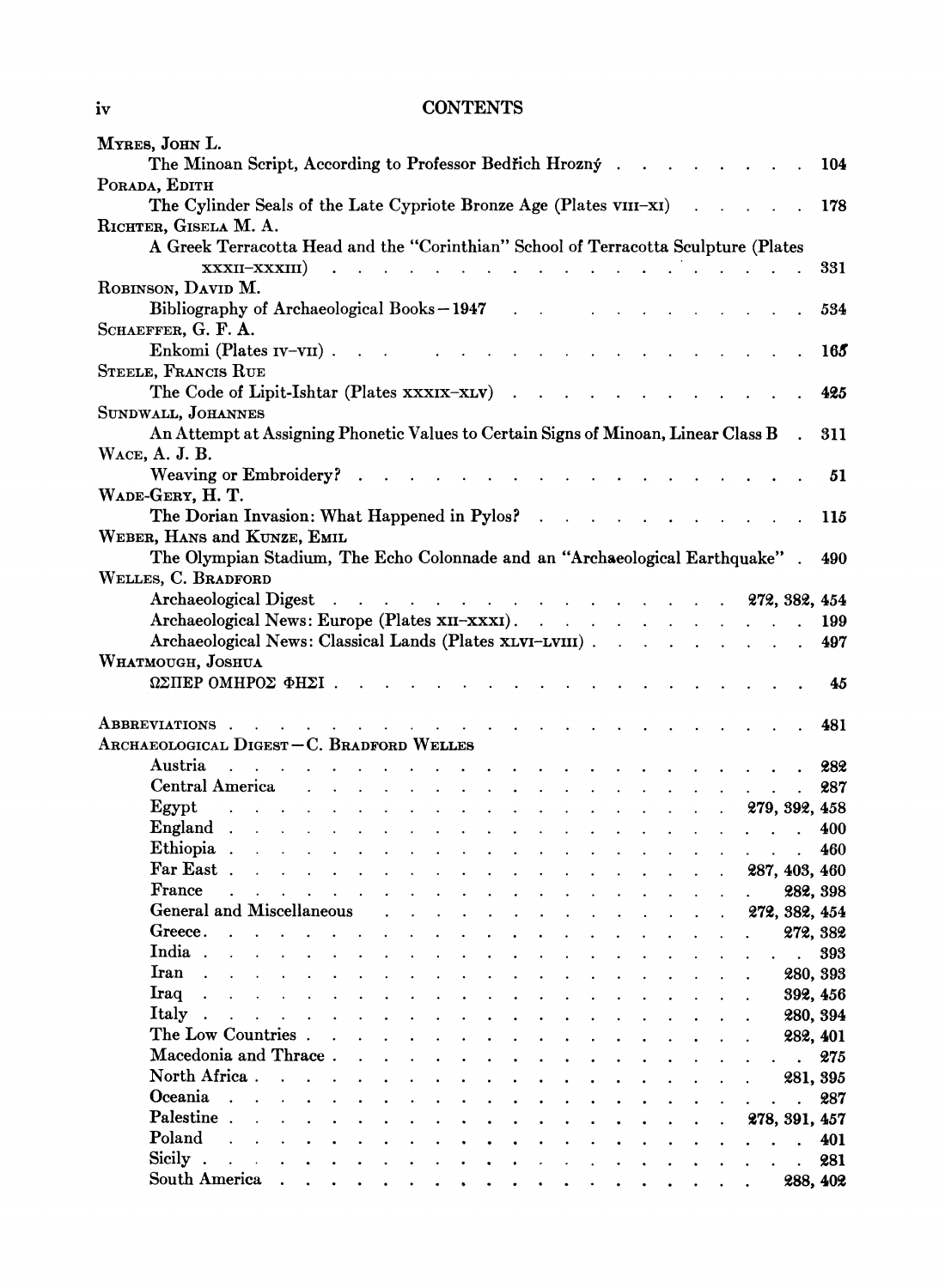MYRES, JOHN L.
The Minoan Script, According to Professor Bedřich Hrozný . . . . . . . . . 104

PORADA, EDITH
The Cylinder Seals of the Late Cypriote Bronze Age (Plates VIII–XI) . . . . . 178

RICHTER, GISELA M. A.
A Greek Terracotta Head and the "Corinthian" School of Terracotta Sculpture (Plates XXXII–XXXIII) . . . . . . . . . . . . . . . . . . 331

ROBINSON, DAVID M.
Bibliography of Archaeological Books—1947 . . . . . . . . . . . . 534

SCHAEFFER, G. F. A.
Enkomi (Plates IV–VII) . . . . . . . . . . . . . . . . . . 165

STEELE, FRANCIS RUE
The Code of Lipit-Ishtar (Plates XXXIX–XLV) . . . . . . . . . . . 425

SUNDWALL, JOHANNES
An Attempt at Assigning Phonetic Values to Certain Signs of Minoan, Linear Class B . 311

WACE, A. J. B.
Weaving or Embroidery? . . . . . . . . . . . . . . . . . . 51

WADE-GERY, H. T.
The Dorian Invasion: What Happened in Pylos? . . . . . . . . . . . 115

WEBER, HANS and KUNZE, EMIL
The Olympian Stadium, The Echo Colonnade and an "Archaeological Earthquake" . 490

WELLES, C. BRADFORD
Archaeological Digest . . . . . . . . . . . . . . . . 272, 382, 454
Archaeological News: Europe (Plates XII–XXXI) . . . . . . . . . . . 199
Archaeological News: Classical Lands (Plates XLVI–LVIII) . . . . . . . . 497

WHATMOUGH, JOSHUA
ΩΣΠΕΡ ΟΜΗΡΟΣ ΦΗΣΙ . . . . . . . . . . . . . . . . . . 45

ABBREVIATIONS . . . . . . . . . . . . . . . . . . . . . 481

ARCHAEOLOGICAL DIGEST—C. BRADFORD WELLES
- Austria . . . . . . . . . . . . . . . . . . . . 282
- Central America . . . . . . . . . . . . . . . . . 287
- Egypt . . . . . . . . . . . . . . . . . . . 279, 392, 458
- England . . . . . . . . . . . . . . . . . . . . 400
- Ethiopia . . . . . . . . . . . . . . . . . . . . 460
- Far East . . . . . . . . . . . . . . . . . . 287, 403, 460
- France . . . . . . . . . . . . . . . . . . . . 282, 398
- General and Miscellaneous . . . . . . . . . . . . 272, 382, 454
- Greece . . . . . . . . . . . . . . . . . . . . 272, 382
- India . . . . . . . . . . . . . . . . . . . . . 393
- Iran . . . . . . . . . . . . . . . . . . . . . 280, 393
- Iraq . . . . . . . . . . . . . . . . . . . . . 392, 456
- Italy . . . . . . . . . . . . . . . . . . . . . 280, 394
- The Low Countries . . . . . . . . . . . . . . . . 282, 401
- Macedonia and Thrace . . . . . . . . . . . . . . . . 275
- North Africa . . . . . . . . . . . . . . . . . . 281, 395
- Oceania . . . . . . . . . . . . . . . . . . . . . 287
- Palestine . . . . . . . . . . . . . . . . . . 278, 391, 457
- Poland . . . . . . . . . . . . . . . . . . . . . 401
- Sicily . . . . . . . . . . . . . . . . . . . . . 281
- South America . . . . . . . . . . . . . . . . . 288, 402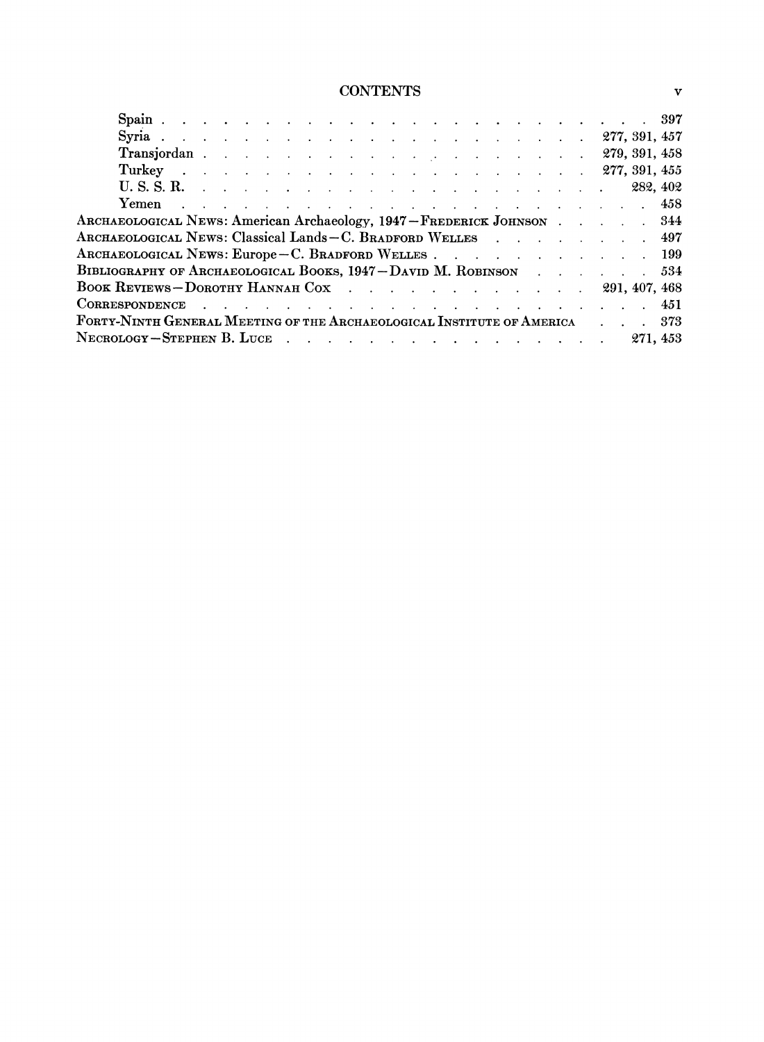# CONTENTS

- Spain . . . . . . . . . . . . . . . . . . . . . . . . . . 397
- Syria . . . . . . . . . . . . . . . . . . . . . . . . 277, 391, 457
- Transjordan . . . . . . . . . . . . . . . . . . . . . 279, 391, 458
- Turkey . . . . . . . . . . . . . . . . . . . . . . . 277, 391, 455
- U. S. S. R. . . . . . . . . . . . . . . . . . . . . . . 282, 402
- Yemen . . . . . . . . . . . . . . . . . . . . . . . . . . 458

ARCHAEOLOGICAL NEWS: American Archaeology, 1947—FREDERICK JOHNSON . . . . . 344

ARCHAEOLOGICAL NEWS: Classical Lands—C. BRADFORD WELLES . . . . . . . . . 497

ARCHAEOLOGICAL NEWS: Europe—C. BRADFORD WELLES . . . . . . . . . . . 199

BIBLIOGRAPHY OF ARCHAEOLOGICAL BOOKS, 1947—DAVID M. ROBINSON . . . . . . 534

BOOK REVIEWS—DOROTHY HANNAH COX . . . . . . . . . . . . . 291, 407, 468

CORRESPONDENCE . . . . . . . . . . . . . . . . . . . . . . . . 451

FORTY-NINTH GENERAL MEETING OF THE ARCHAEOLOGICAL INSTITUTE OF AMERICA . . . 373

NECROLOGY—STEPHEN B. LUCE . . . . . . . . . . . . . . . . . 271, 453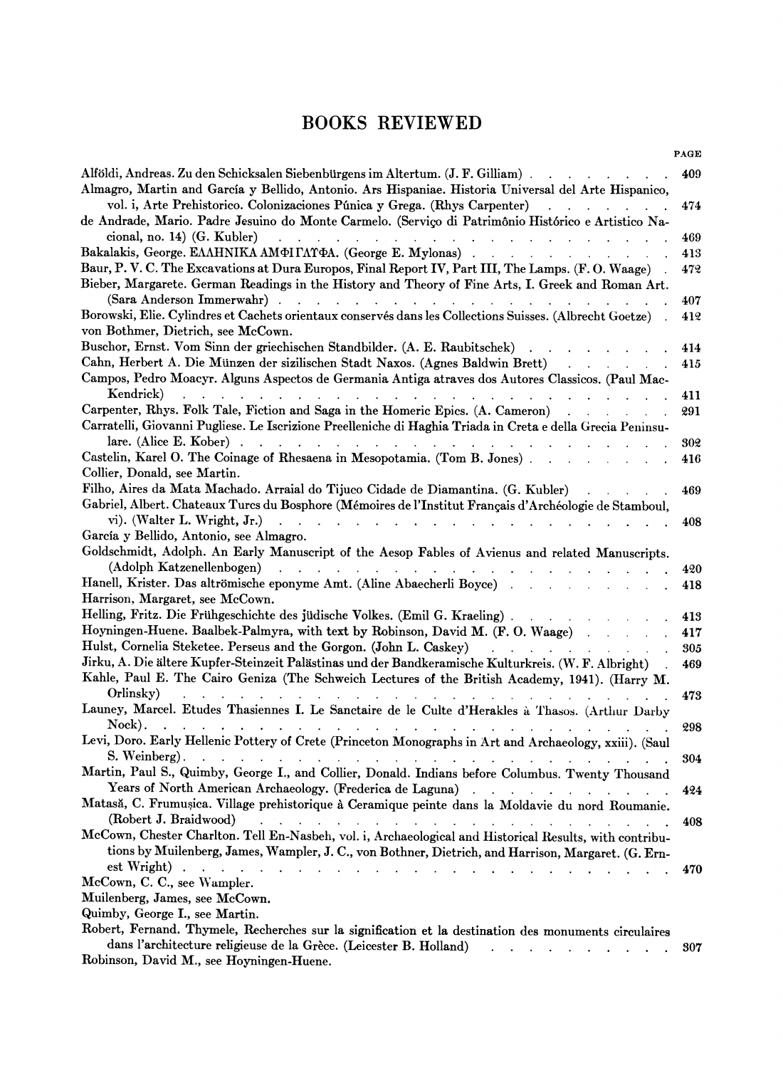# BOOKS REVIEWED

PAGE

Alföldi, Andreas. Zu den Schicksalen Siebenbürgens im Altertum. (J. F. Gilliam) . . . . . . . . 409

Almagro, Martin and García y Bellido, Antonio. Ars Hispaniae. Historia Universal del Arte Hispanico, vol. i, Arte Prehistorico. Colonizaciones Púnica y Grega. (Rhys Carpenter) . . . . . . . 474

de Andrade, Mario. Padre Jesuino do Monte Carmelo. (Serviço di Patrimônio Histórico e Artistico Nacional, no. 14) (G. Kubler) . . . . . . . . . . . . . . . . . . . . . 469

Bakalakis, George. ΕΛΛΗΝΙΚΑ ΑΜΦΙΓΛΥΦΑ. (George E. Mylonas) . . . . . . . . . . . 413

Baur, P. V. C. The Excavations at Dura Europos, Final Report IV, Part III, The Lamps. (F. O. Waage) . 472

Bieber, Margarete. German Readings in the History and Theory of Fine Arts, I. Greek and Roman Art. (Sara Anderson Immerwahr) . . . . . . . . . . . . . . . . . . . . . 407

Borowski, Elie. Cylindres et Cachets orientaux conservés dans les Collections Suisses. (Albrecht Goetze) . 412

von Bothmer, Dietrich, see McCown.

Buschor, Ernst. Vom Sinn der griechischen Standbilder. (A. E. Raubitschek) . . . . . . . . 414

Cahn, Herbert A. Die Münzen der sizilischen Stadt Naxos. (Agnes Baldwin Brett) . . . . . . 415

Campos, Pedro Moacyr. Alguns Aspectos de Germania Antiga atraves dos Autores Classicos. (Paul MacKendrick) . . . . . . . . . . . . . . . . . . . . . . . . 411

Carpenter, Rhys. Folk Tale, Fiction and Saga in the Homeric Epics. (A. Cameron) . . . . . . 291

Carratelli, Giovanni Pugliese. Le Iscrizione Preelleniche di Haghia Triada in Creta e della Grecia Peninsulare. (Alice E. Kober) . . . . . . . . . . . . . . . . . . . . . . . 302

Castelin, Karel O. The Coinage of Rhesaena in Mesopotamia. (Tom B. Jones) . . . . . . . . 416

Collier, Donald, see Martin.

Filho, Aires da Mata Machado. Arraial do Tijuco Cidade de Diamantina. (G. Kubler) . . . . . 469

Gabriel, Albert. Chateaux Turcs du Bosphore (Mémoires de l'Institut Français d'Archéologie de Stamboul, vi). (Walter L. Wright, Jr.) . . . . . . . . . . . . . . . . . . . . . 408

García y Bellido, Antonio, see Almagro.

Goldschmidt, Adolph. An Early Manuscript of the Aesop Fables of Avienus and related Manuscripts. (Adolph Katzenellenbogen) . . . . . . . . . . . . . . . . . . . . 420

Hanell, Krister. Das altrömische eponyme Amt. (Aline Abaecherli Boyce) . . . . . . . . . 418

Harrison, Margaret, see McCown.

Helling, Fritz. Die Frühgeschichte des jüdische Volkes. (Emil G. Kraeling) . . . . . . . . . 413

Hoyningen-Huene. Baalbek-Palmyra, with text by Robinson, David M. (F. O. Waage) . . . . . 417

Hulst, Cornelia Steketee. Perseus and the Gorgon. (John L. Caskey) . . . . . . . . . . 305

Jirku, A. Die ältere Kupfer-Steinzeit Palästinas und der Bandkeramische Kulturkreis. (W. F. Albright) . 469

Kahle, Paul E. The Cairo Geniza (The Schweich Lectures of the British Academy, 1941). (Harry M. Orlinsky) . . . . . . . . . . . . . . . . . . . . . . . . . 473

Launey, Marcel. Etudes Thasiennes I. Le Sanctaire de le Culte d'Herakles à Thasos. (Arthur Darby Nock). . . . . . . . . . . . . . . . . . . . . . . . . . 298

Levi, Doro. Early Hellenic Pottery of Crete (Princeton Monographs in Art and Archaeology, xxiii). (Saul S. Weinberg). . . . . . . . . . . . . . . . . . . . . . . . . 304

Martin, Paul S., Quimby, George I., and Collier, Donald. Indians before Columbus. Twenty Thousand Years of North American Archaeology. (Frederica de Laguna) . . . . . . . . . . . 424

Matasă, C. Frumușica. Village prehistorique à Ceramique peinte dans la Moldavie du nord Roumanie. (Robert J. Braidwood) . . . . . . . . . . . . . . . . . . . . . 408

McCown, Chester Charlton. Tell En-Nasbeh, vol. i, Archaeological and Historical Results, with contributions by Muilenberg, James, Wampler, J. C., von Bothner, Dietrich, and Harrison, Margaret. (G. Ernest Wright) . . . . . . . . . . . . . . . . . . . . . . . . 470

McCown, C. C., see Wampler.

Muilenberg, James, see McCown.

Quimby, George I., see Martin.

Robert, Fernand. Thymele, Recherches sur la signification et la destination des monuments circulaires dans l'architecture religieuse de la Grèce. (Leicester B. Holland) . . . . . . . . . . 307

Robinson, David M., see Hoyningen-Huene.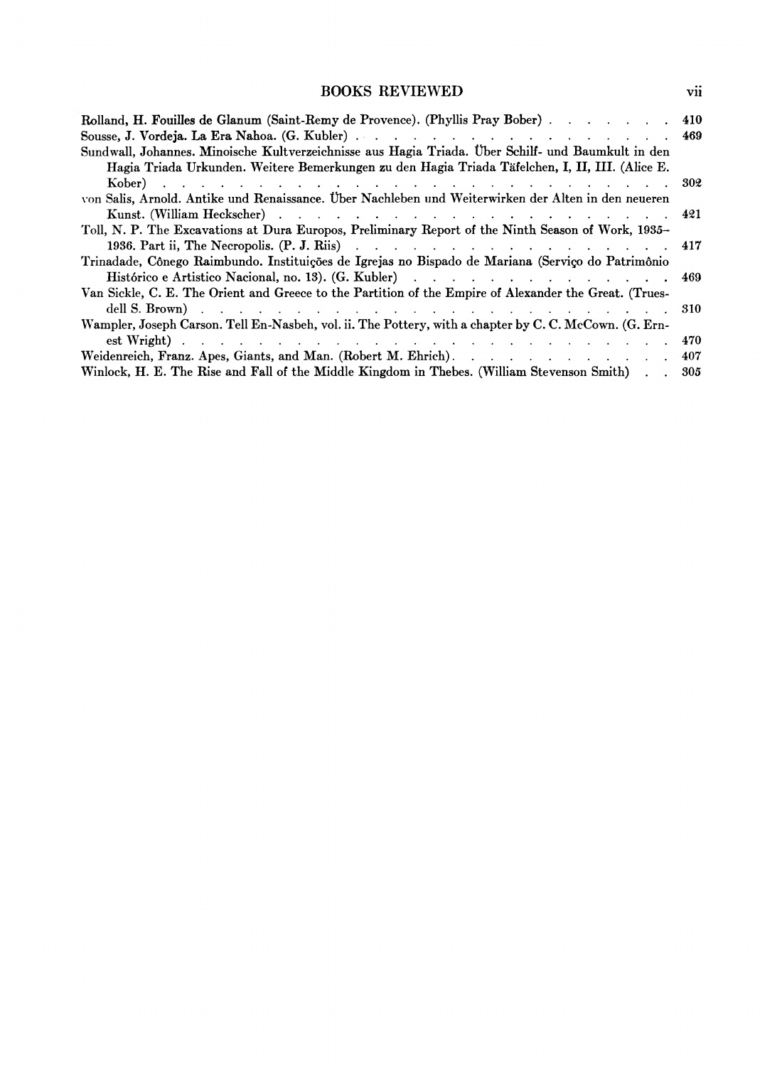## BOOKS REVIEWED

Rolland, H. Fouilles de Glanum (Saint-Remy de Provence). (Phyllis Pray Bober) . . . . . . . . 410

Sousse, J. Vordeja. La Era Nahoa. (G. Kubler) . . . . . . . . . . . . . . . . . . . . 469

Sundwall, Johannes. Minoische Kultverzeichnisse aus Hagia Triada. Über Schilf- und Baumkult in den Hagia Triada Urkunden. Weitere Bemerkungen zu den Hagia Triada Täfelchen, I, II, III. (Alice E. Kober) . . . . . . . . . . . . . . . . . . . . . . . . . . . 302

von Salis, Arnold. Antike und Renaissance. Über Nachleben und Weiterwirken der Alten in den neueren Kunst. (William Heckscher) . . . . . . . . . . . . . . . . . . . . . . . 421

Toll, N. P. The Excavations at Dura Europos, Preliminary Report of the Ninth Season of Work, 1935–1936. Part ii, The Necropolis. (P. J. Riis) . . . . . . . . . . . . . . . . . 417

Trinadade, Cônego Raimbundo. Instituições de Igrejas no Bispado de Mariana (Serviço do Patrimônio Histórico e Artistico Nacional, no. 13). (G. Kubler) . . . . . . . . . . . . . . 469

Van Sickle, C. E. The Orient and Greece to the Partition of the Empire of Alexander the Great. (Truesdell S. Brown) . . . . . . . . . . . . . . . . . . . . . . . . . . . 310

Wampler, Joseph Carson. Tell En-Nasbeh, vol. ii. The Pottery, with a chapter by C. C. McCown. (G. Ernest Wright) . . . . . . . . . . . . . . . . . . . . . . . . . . . 470

Weidenreich, Franz. Apes, Giants, and Man. (Robert M. Ehrich) . . . . . . . . . . . . 407

Winlock, H. E. The Rise and Fall of the Middle Kingdom in Thebes. (William Stevenson Smith) . . 305